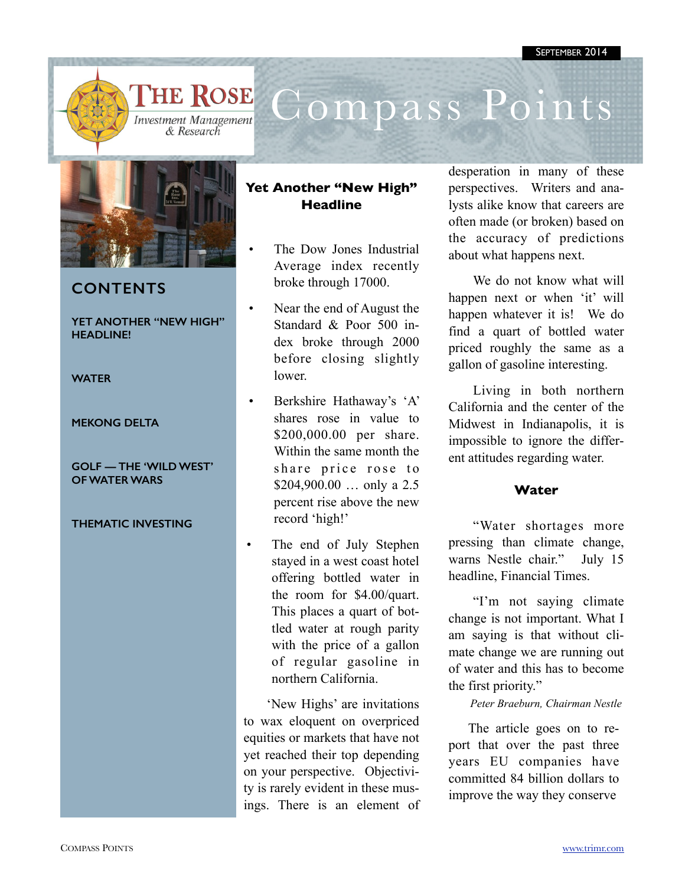SEPTEMBER 2014

# The Rose Investment Management & Research — Compass Points

## CONTENTS

YET ANOTHER "NEW HIGH" HEADLINE!

WATER

MEKONG DELTA

GOLF — THE 'WILD WEST' OF WATER WARS

THEMATIC INVESTING

## Yet Another "New High" Headline

- The Dow Jones Industrial Average index recently broke through 17000.
- Near the end of August the Standard & Poor 500 index broke through 2000 before closing slightly lower.
- Berkshire Hathaway's 'A' shares rose in value to $200,000.00 per share. Within the same month the share price rose to $204,900.00 … only a 2.5 percent rise above the new record 'high!'
- The end of July Stephen stayed in a west coast hotel offering bottled water in the room for $4.00/quart. This places a quart of bottled water at rough parity with the price of a gallon of regular gasoline in northern California.

'New Highs' are invitations to wax eloquent on overpriced equities or markets that have not yet reached their top depending on your perspective. Objectivity is rarely evident in these musings. There is an element of desperation in many of these perspectives. Writers and analysts alike know that careers are often made (or broken) based on the accuracy of predictions about what happens next.

We do not know what will happen next or when 'it' will happen whatever it is! We do find a quart of bottled water priced roughly the same as a gallon of gasoline interesting.

Living in both northern California and the center of the Midwest in Indianapolis, it is impossible to ignore the different attitudes regarding water.

## Water

"Water shortages more pressing than climate change, warns Nestle chair." July 15 headline, Financial Times.

"I'm not saying climate change is not important. What I am saying is that without climate change we are running out of water and this has to become the first priority."

*Peter Braeburn, Chairman Nestle*

The article goes on to report that over the past three years EU companies have committed 84 billion dollars to improve the way they conserve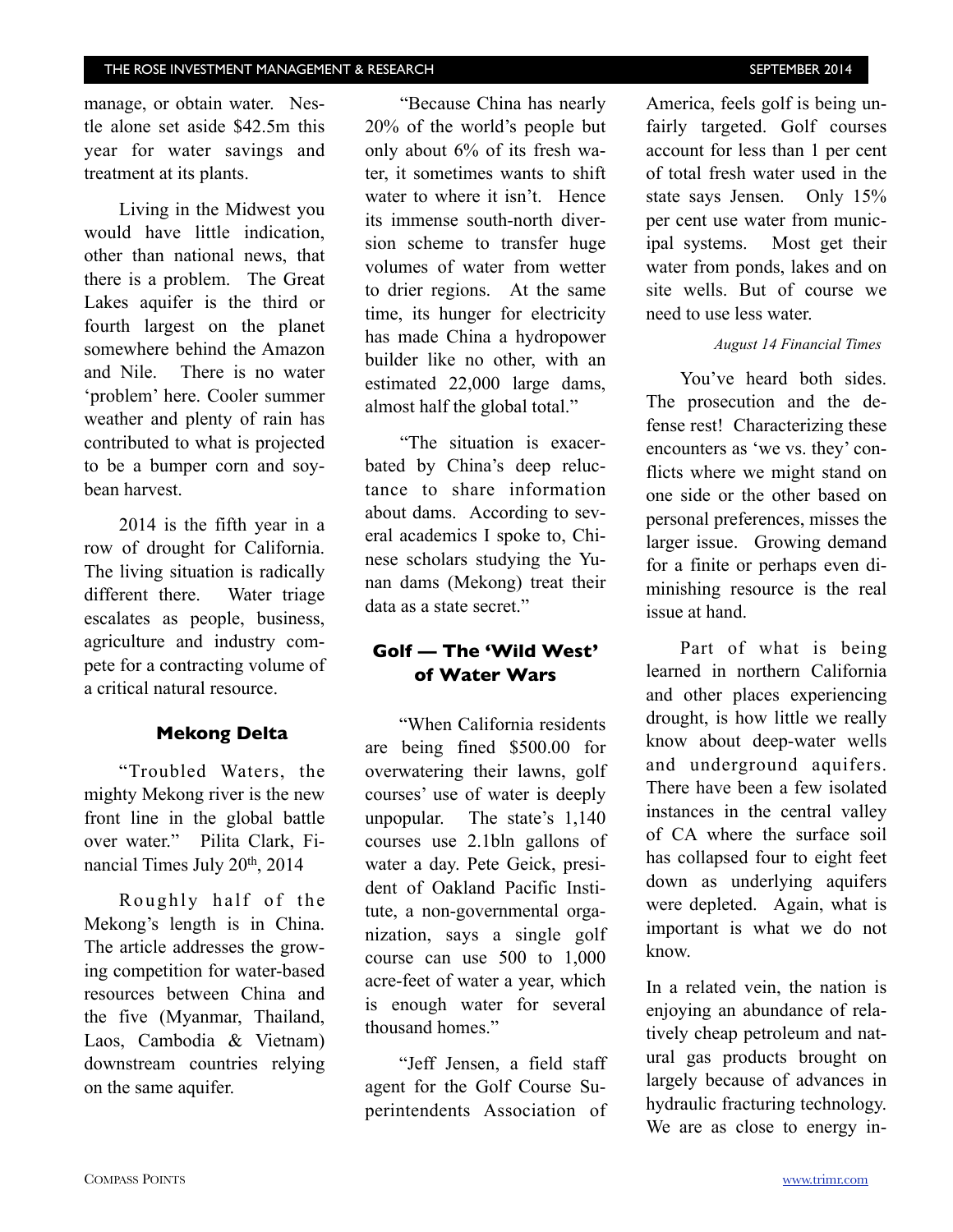manage, or obtain water. Nestle alone set aside $42.5m this year for water savings and treatment at its plants.

Living in the Midwest you would have little indication, other than national news, that there is a problem. The Great Lakes aquifer is the third or fourth largest on the planet somewhere behind the Amazon and Nile. There is no water 'problem' here. Cooler summer weather and plenty of rain has contributed to what is projected to be a bumper corn and soybean harvest.

2014 is the fifth year in a row of drought for California. The living situation is radically different there. Water triage escalates as people, business, agriculture and industry compete for a contracting volume of a critical natural resource.

### Mekong Delta

"Troubled Waters, the mighty Mekong river is the new front line in the global battle over water." Pilita Clark, Financial Times July 20th, 2014

Roughly half of the Mekong's length is in China. The article addresses the growing competition for water-based resources between China and the five (Myanmar, Thailand, Laos, Cambodia & Vietnam) downstream countries relying on the same aquifer.

"Because China has nearly 20% of the world's people but only about 6% of its fresh water, it sometimes wants to shift water to where it isn't. Hence its immense south-north diversion scheme to transfer huge volumes of water from wetter to drier regions. At the same time, its hunger for electricity has made China a hydropower builder like no other, with an estimated 22,000 large dams, almost half the global total."

"The situation is exacerbated by China's deep reluctance to share information about dams. According to several academics I spoke to, Chinese scholars studying the Yunan dams (Mekong) treat their data as a state secret."

### Golf — The 'Wild West' of Water Wars

"When California residents are being fined $500.00 for overwatering their lawns, golf courses' use of water is deeply unpopular. The state's 1,140 courses use 2.1bln gallons of water a day. Pete Geick, president of Oakland Pacific Institute, a non-governmental organization, says a single golf course can use 500 to 1,000 acre-feet of water a year, which is enough water for several thousand homes."

"Jeff Jensen, a field staff agent for the Golf Course Superintendents Association of America, feels golf is being unfairly targeted. Golf courses account for less than 1 per cent of total fresh water used in the state says Jensen. Only 15% per cent use water from municipal systems. Most get their water from ponds, lakes and on site wells. But of course we need to use less water.

*August 14 Financial Times*

You've heard both sides. The prosecution and the defense rest! Characterizing these encounters as 'we vs. they' conflicts where we might stand on one side or the other based on personal preferences, misses the larger issue. Growing demand for a finite or perhaps even diminishing resource is the real issue at hand.

Part of what is being learned in northern California and other places experiencing drought, is how little we really know about deep-water wells and underground aquifers. There have been a few isolated instances in the central valley of CA where the surface soil has collapsed four to eight feet down as underlying aquifers were depleted. Again, what is important is what we do not know.

In a related vein, the nation is enjoying an abundance of relatively cheap petroleum and natural gas products brought on largely because of advances in hydraulic fracturing technology. We are as close to energy in-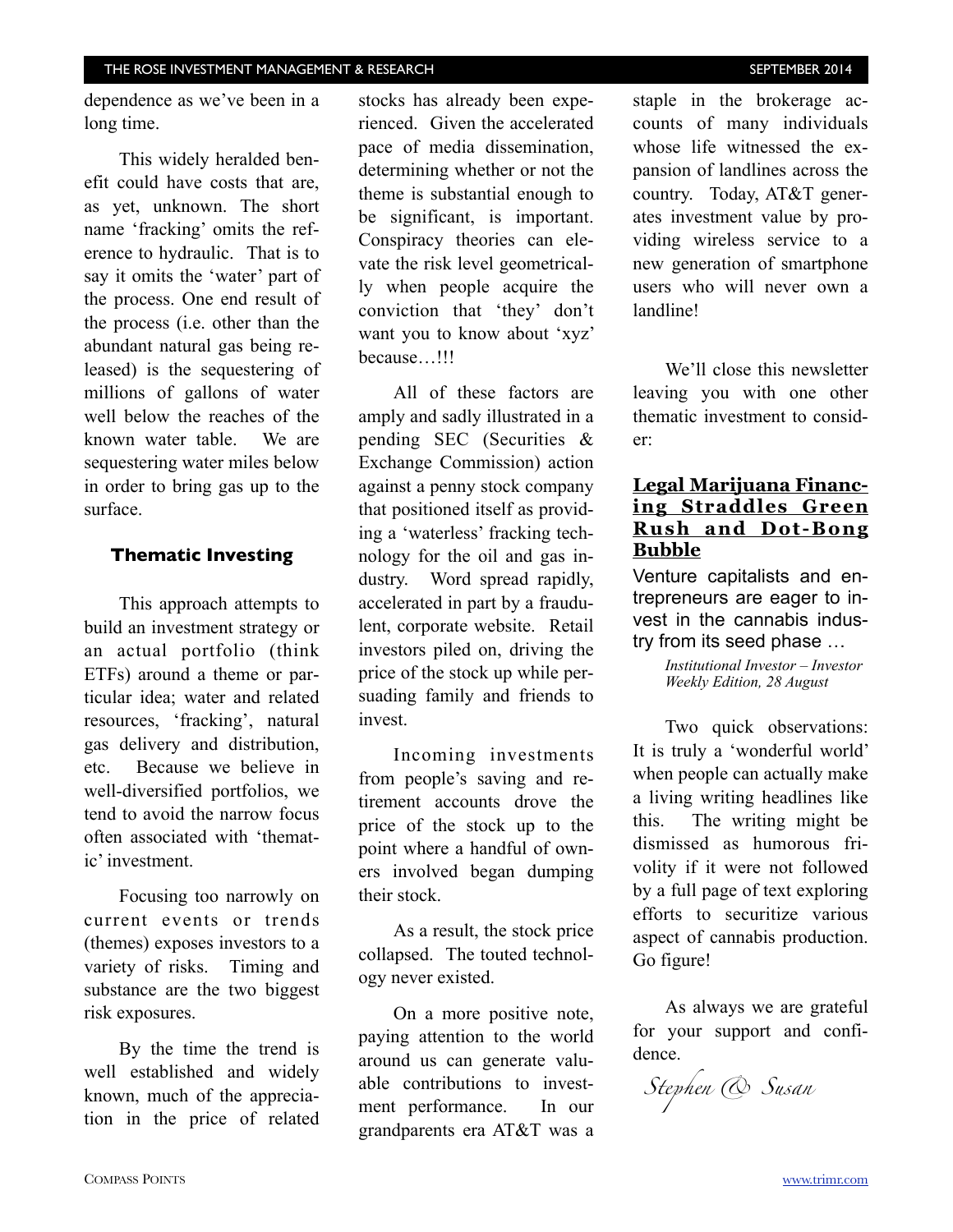dependence as we've been in a long time.

This widely heralded benefit could have costs that are, as yet, unknown. The short name 'fracking' omits the reference to hydraulic. That is to say it omits the 'water' part of the process. One end result of the process (i.e. other than the abundant natural gas being released) is the sequestering of millions of gallons of water well below the reaches of the known water table. We are sequestering water miles below in order to bring gas up to the surface.

### Thematic Investing

This approach attempts to build an investment strategy or an actual portfolio (think ETFs) around a theme or particular idea; water and related resources, 'fracking', natural gas delivery and distribution, etc. Because we believe in well-diversified portfolios, we tend to avoid the narrow focus often associated with 'thematic' investment.

Focusing too narrowly on current events or trends (themes) exposes investors to a variety of risks. Timing and substance are the two biggest risk exposures.

By the time the trend is well established and widely known, much of the appreciation in the price of related stocks has already been experienced. Given the accelerated pace of media dissemination, determining whether or not the theme is substantial enough to be significant, is important. Conspiracy theories can elevate the risk level geometrically when people acquire the conviction that 'they' don't want you to know about 'xyz' because…!!!

All of these factors are amply and sadly illustrated in a pending SEC (Securities & Exchange Commission) action against a penny stock company that positioned itself as providing a 'waterless' fracking technology for the oil and gas industry. Word spread rapidly, accelerated in part by a fraudulent, corporate website. Retail investors piled on, driving the price of the stock up while persuading family and friends to invest.

Incoming investments from people's saving and retirement accounts drove the price of the stock up to the point where a handful of owners involved began dumping their stock.

As a result, the stock price collapsed. The touted technology never existed.

On a more positive note, paying attention to the world around us can generate valuable contributions to investment performance. In our grandparents era AT&T was a staple in the brokerage accounts of many individuals whose life witnessed the expansion of landlines across the country. Today, AT&T generates investment value by providing wireless service to a new generation of smartphone users who will never own a landline!

We'll close this newsletter leaving you with one other thematic investment to consider:

**Legal Marijuana Financing Straddles Green Rush and Dot-Bong Bubble**

Venture capitalists and entrepreneurs are eager to invest in the cannabis industry from its seed phase …

*Institutional Investor – Investor Weekly Edition, 28 August*

Two quick observations: It is truly a 'wonderful world' when people can actually make a living writing headlines like this. The writing might be dismissed as humorous frivolity if it were not followed by a full page of text exploring efforts to securitize various aspect of cannabis production. Go figure!

As always we are grateful for your support and confidence.

*Stephen & Susan*